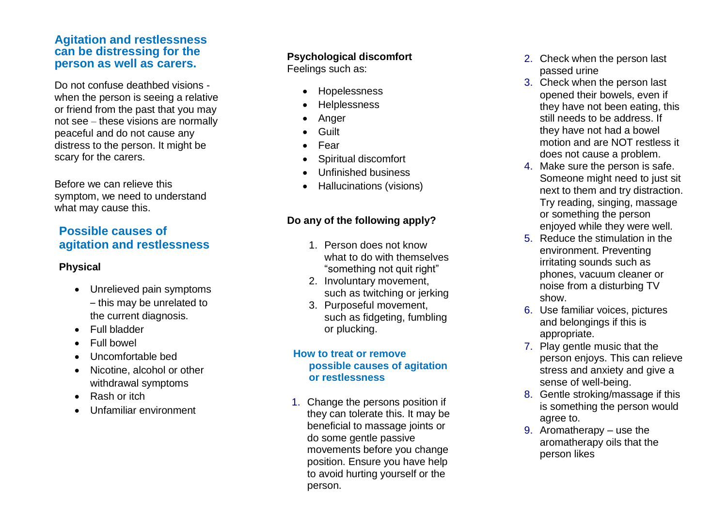## Agitation and restlessness can be distressing for the person as well as carers.

Do not confuse deathbed visions - when the person is seeing a relative or friend from the past that you may not see – these visions are normally peaceful and do not cause any distress to the person. It might be scary for the carers.

Before we can relieve this symptom, we need to understand what may cause this.

## Possible causes of agitation and restlessness

### Physical

- Unrelieved pain symptoms – this may be unrelated to the current diagnosis.
- Full bladder
- Full bowel
- Uncomfortable bed
- Nicotine, alcohol or other withdrawal symptoms
- Rash or itch
- Unfamiliar environment

### Psychological discomfort

Feelings such as:

- Hopelessness
- Helplessness
- Anger
- Guilt
- Fear
- Spiritual discomfort
- Unfinished business
- Hallucinations (visions)

### Do any of the following apply?

1. Person does not know what to do with themselves "something not quit right"
2. Involuntary movement, such as twitching or jerking
3. Purposeful movement, such as fidgeting, fumbling or plucking.

## How to treat or remove possible causes of agitation or restlessness

1. Change the persons position if they can tolerate this. It may be beneficial to massage joints or do some gentle passive movements before you change position. Ensure you have help to avoid hurting yourself or the person.
2. Check when the person last passed urine
3. Check when the person last opened their bowels, even if they have not been eating, this still needs to be address. If they have not had a bowel motion and are NOT restless it does not cause a problem.
4. Make sure the person is safe. Someone might need to just sit next to them and try distraction. Try reading, singing, massage or something the person enjoyed while they were well.
5. Reduce the stimulation in the environment. Preventing irritating sounds such as phones, vacuum cleaner or noise from a disturbing TV show.
6. Use familiar voices, pictures and belongings if this is appropriate.
7. Play gentle music that the person enjoys. This can relieve stress and anxiety and give a sense of well-being.
8. Gentle stroking/massage if this is something the person would agree to.
9. Aromatherapy – use the aromatherapy oils that the person likes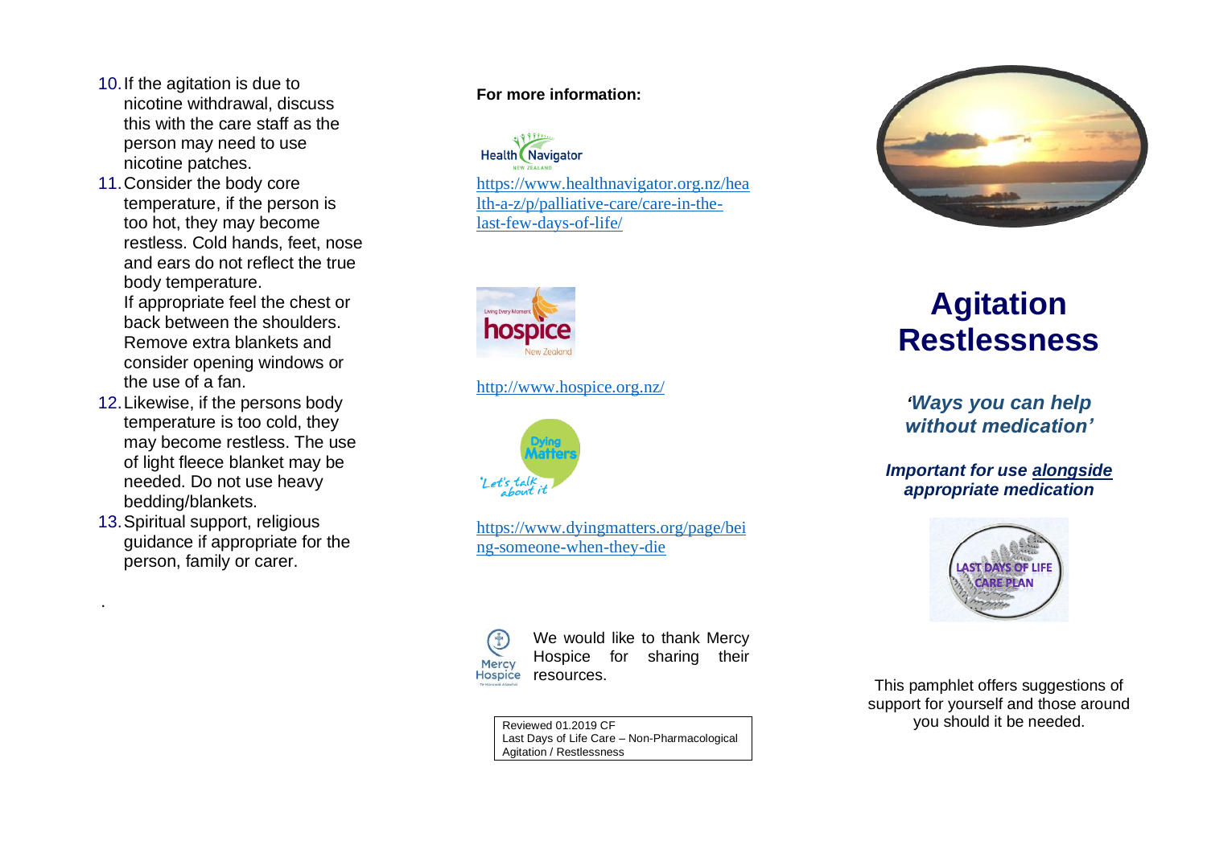10. If the agitation is due to nicotine withdrawal, discuss this with the care staff as the person may need to use nicotine patches.
11. Consider the body core temperature, if the person is too hot, they may become restless. Cold hands, feet, nose and ears do not reflect the true body temperature.
    If appropriate feel the chest or back between the shoulders. Remove extra blankets and consider opening windows or the use of a fan.
12. Likewise, if the persons body temperature is too cold, they may become restless. The use of light fleece blanket may be needed. Do not use heavy bedding/blankets.
13. Spiritual support, religious guidance if appropriate for the person, family or carer.

**For more information:**

Health Navigator New Zealand

https://www.healthnavigator.org.nz/health-a-z/p/palliative-care/care-in-the-last-few-days-of-life/

Living Every Moment hospice New Zealand

http://www.hospice.org.nz/

Dying Matters 'Let's talk about it'

https://www.dyingmatters.org/page/being-someone-when-they-die

We would like to thank Mercy Hospice for sharing their resources.

Reviewed 01.2019 CF
Last Days of Life Care – Non-Pharmacological Agitation / Restlessness

# Agitation Restlessness

***'Ways you can help without medication'***

***Important for use alongside appropriate medication***

LAST DAYS OF LIFE CARE PLAN

This pamphlet offers suggestions of support for yourself and those around you should it be needed.